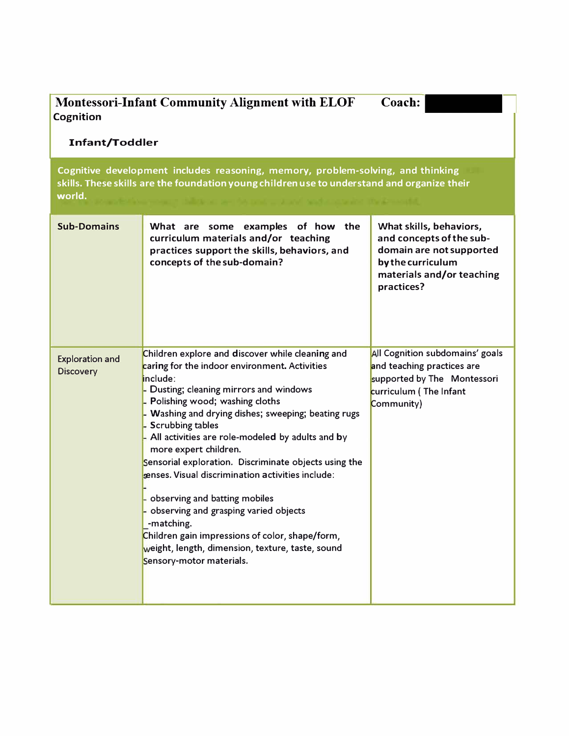# Montessori-Infant Community Alignment with ELOF

**Coach:**

## Cognition

### Infant/Toddler

**Cognitive development includes reasoning, memory, problem-solving, and thinking skills. These skills are the foundation young children use to understand and organize their world.**

| Sub-Domains | What are some examples of how the curriculum materials and/or teaching practices support the skills, behaviors, and concepts of the sub-domain? | What skills, behaviors, and concepts of the sub-domain are not supported by the curriculum materials and/or teaching practices? |
|---|---|---|
| Exploration and Discovery | Children explore and discover while cleaning and caring for the indoor environment. Activities include:<br>- Dusting; cleaning mirrors and windows<br>- Polishing wood; washing cloths<br>- Washing and drying dishes; sweeping; beating rugs<br>- Scrubbing tables<br>- All activities are role-modeled by adults and by more expert children.<br>Sensorial exploration. Discriminate objects using the senses. Visual discrimination activities include:<br>-<br>- observing and batting mobiles<br>- observing and grasping varied objects<br>-matching.<br>Children gain impressions of color, shape/form, weight, length, dimension, texture, taste, sound<br>Sensory-motor materials. | All Cognition subdomains' goals and teaching practices are supported by The Montessori curriculum ( The Infant Community) |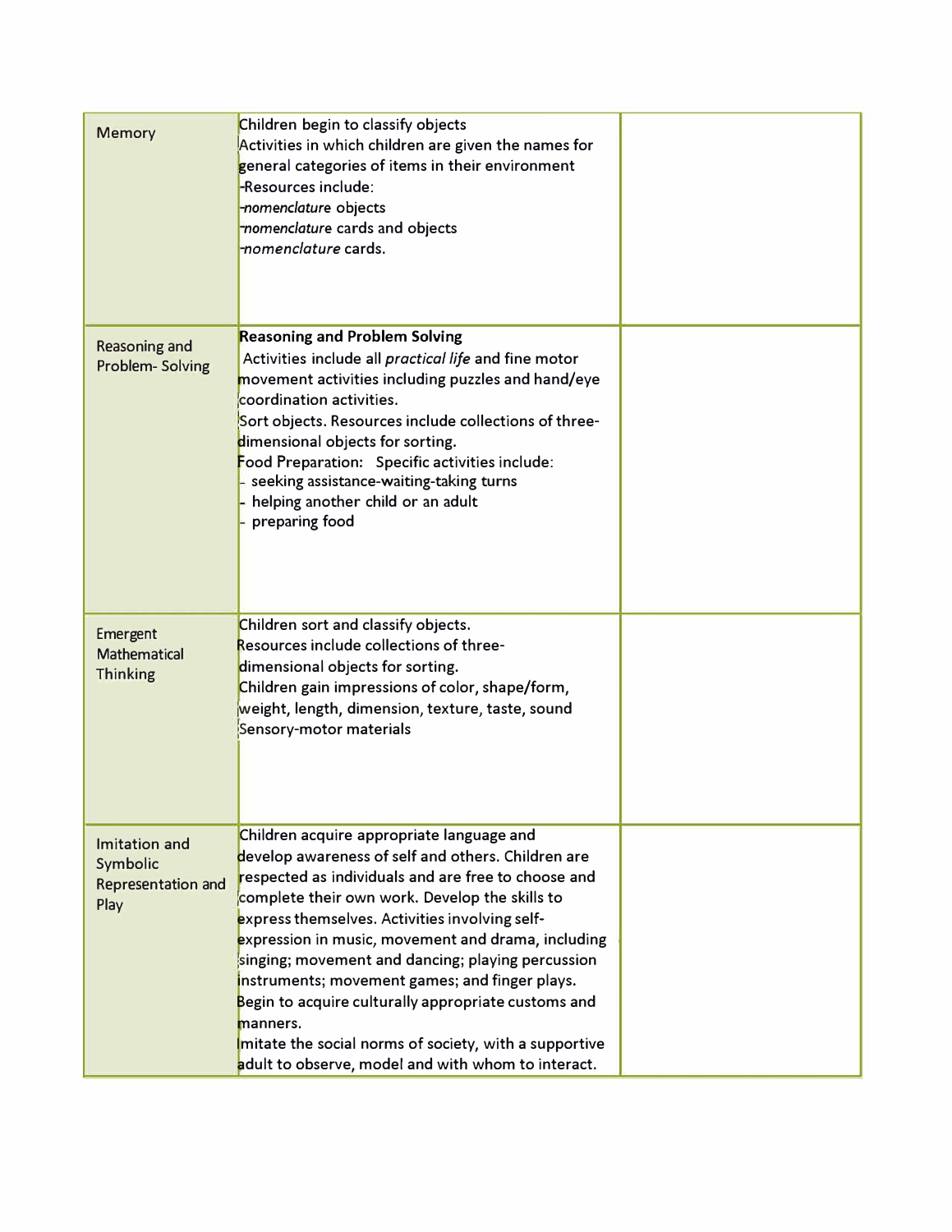| Memory | Children begin to classify objects<br>Activities in which children are given the names for general categories of items in their environment<br>-Resources include:<br>-*nomenclature* objects<br>-*nomenclature* cards and objects<br>-*nomenclature* cards. | |
|---|---|---|
| Reasoning and Problem- Solving | **Reasoning and Problem Solving**<br>Activities include all *practical life* and fine motor movement activities including puzzles and hand/eye coordination activities.<br>Sort objects. Resources include collections of three-dimensional objects for sorting.<br>Food Preparation: Specific activities include:<br>- seeking assistance-waiting-taking turns<br>- helping another child or an adult<br>- preparing food | |
| Emergent Mathematical Thinking | Children sort and classify objects.<br>Resources include collections of three-dimensional objects for sorting.<br>Children gain impressions of color, shape/form, weight, length, dimension, texture, taste, sound<br>Sensory-motor materials | |
| Imitation and Symbolic Representation and Play | Children acquire appropriate language and develop awareness of self and others. Children are respected as individuals and are free to choose and complete their own work. Develop the skills to express themselves. Activities involving self-expression in music, movement and drama, including singing; movement and dancing; playing percussion instruments; movement games; and finger plays.<br>Begin to acquire culturally appropriate customs and manners.<br>Imitate the social norms of society, with a supportive adult to observe, model and with whom to interact. | |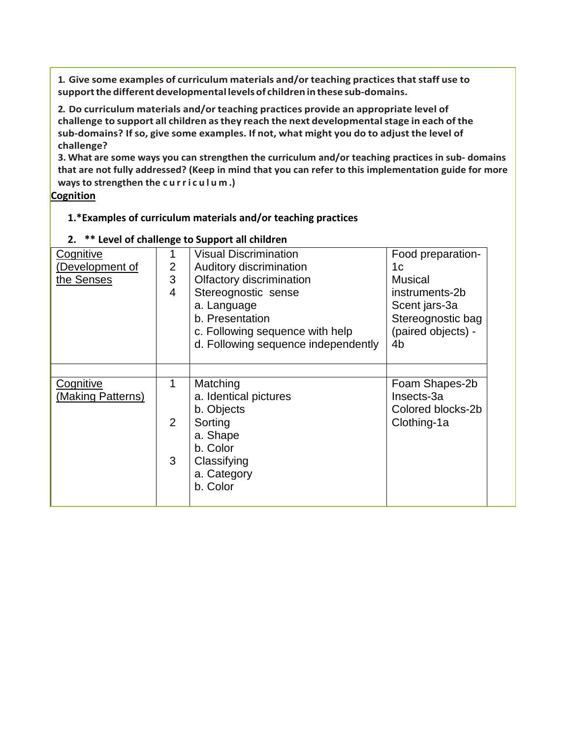**1. Give some examples of curriculum materials and/or teaching practices that staff use to support the different developmental levels of children in these sub-domains.**

**2. Do curriculum materials and/or teaching practices provide an appropriate level of challenge to support all children as they reach the next developmental stage in each of the sub-domains? If so, give some examples. If not, what might you do to adjust the level of challenge?**

**3. What are some ways you can strengthen the curriculum and/or teaching practices in sub- domains that are not fully addressed? (Keep in mind that you can refer to this implementation guide for more ways to strengthen the c u r r i c u l u m .)**

**Cognition**

**1.*Examples of curriculum materials and/or teaching practices**

**2. ** Level of challenge to Support all children**

| | | | |
|---|---|---|---|
| Cognitive (Development of the Senses) | 1<br>2<br>3<br>4 | Visual Discrimination<br>Auditory discrimination<br>Olfactory discrimination<br>Stereognostic sense<br>a. Language<br>b. Presentation<br>c. Following sequence with help<br>d. Following sequence independently | Food preparation-1c<br>Musical instruments-2b<br>Scent jars-3a<br>Stereognostic bag (paired objects) -4b |
| | | | |
| Cognitive (Making Patterns) | 1<br><br><br>2<br><br><br>3 | Matching<br>a. Identical pictures<br>b. Objects<br>Sorting<br>a. Shape<br>b. Color<br>Classifying<br>a. Category<br>b. Color | Foam Shapes-2b<br>Insects-3a<br>Colored blocks-2b<br>Clothing-1a |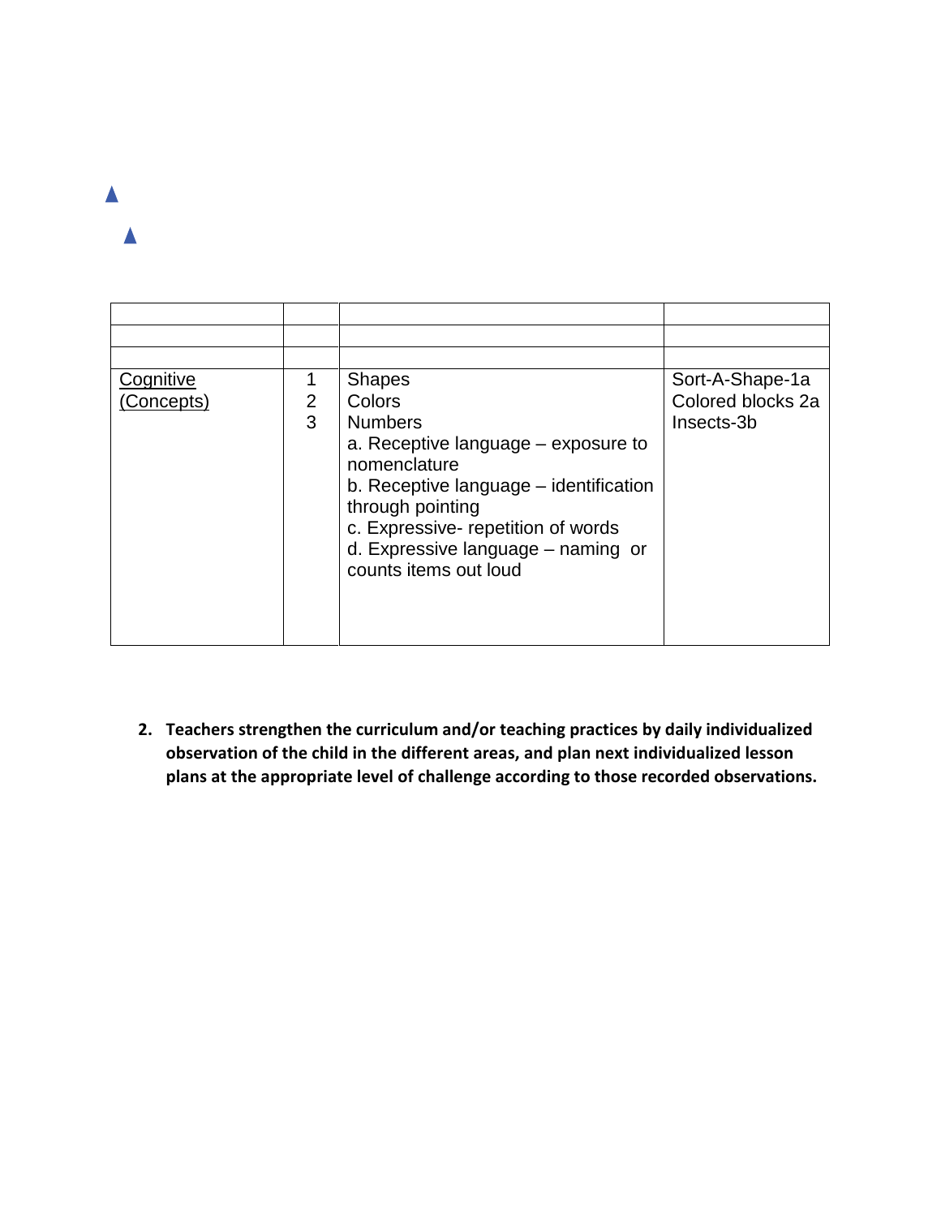▲

▲

| | | | |
|---|---|---|---|
| | | | |
| | | | |
| Cognitive (Concepts) | 1<br>2<br>3 | Shapes<br>Colors<br>Numbers<br>a. Receptive language – exposure to nomenclature<br>b. Receptive language – identification through pointing<br>c. Expressive- repetition of words<br>d. Expressive language – naming or counts items out loud | Sort-A-Shape-1a<br>Colored blocks 2a<br>Insects-3b |

2. **Teachers strengthen the curriculum and/or teaching practices by daily individualized observation of the child in the different areas, and plan next individualized lesson plans at the appropriate level of challenge according to those recorded observations.**